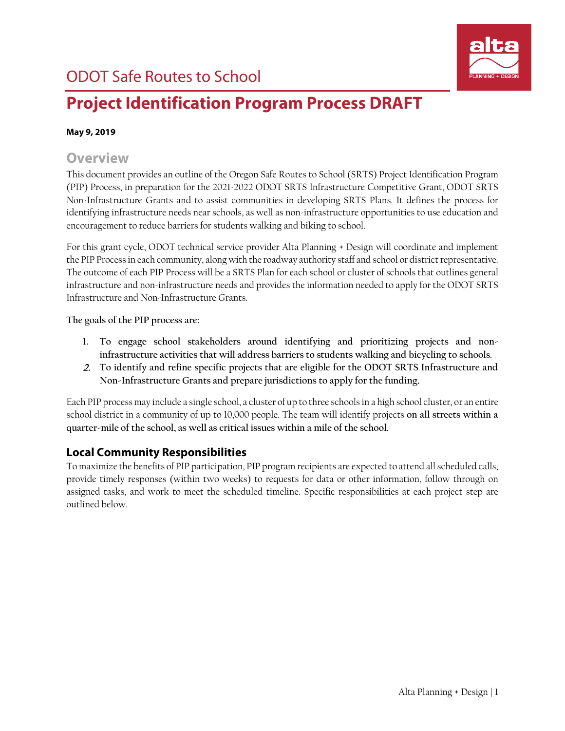# ODOT Safe Routes to School

# Project Identification Program Process DRAFT

**May 9, 2019**

## Overview

This document provides an outline of the Oregon Safe Routes to School (SRTS) Project Identification Program (PIP) Process, in preparation for the 2021-2022 ODOT SRTS Infrastructure Competitive Grant, ODOT SRTS Non-Infrastructure Grants and to assist communities in developing SRTS Plans. It defines the process for identifying infrastructure needs near schools, as well as non-infrastructure opportunities to use education and encouragement to reduce barriers for students walking and biking to school.

For this grant cycle, ODOT technical service provider Alta Planning + Design will coordinate and implement the PIP Process in each community, along with the roadway authority staff and school or district representative. The outcome of each PIP Process will be a SRTS Plan for each school or cluster of schools that outlines general infrastructure and non-infrastructure needs and provides the information needed to apply for the ODOT SRTS Infrastructure and Non-Infrastructure Grants.

The goals of the PIP process are:

1. **To engage school stakeholders around identifying and prioritizing projects and non-infrastructure activities that will address barriers to students walking and bicycling to schools.**
2. **To identify and refine specific projects that are eligible for the ODOT SRTS Infrastructure and Non-Infrastructure Grants and prepare jurisdictions to apply for the funding.**

Each PIP process may include a single school, a cluster of up to three schools in a high school cluster, or an entire school district in a community of up to 10,000 people. The team will identify projects **on all streets within a quarter-mile of the school, as well as critical issues within a mile of the school.**

## Local Community Responsibilities

To maximize the benefits of PIP participation, PIP program recipients are expected to attend all scheduled calls, provide timely responses (within two weeks) to requests for data or other information, follow through on assigned tasks, and work to meet the scheduled timeline. Specific responsibilities at each project step are outlined below.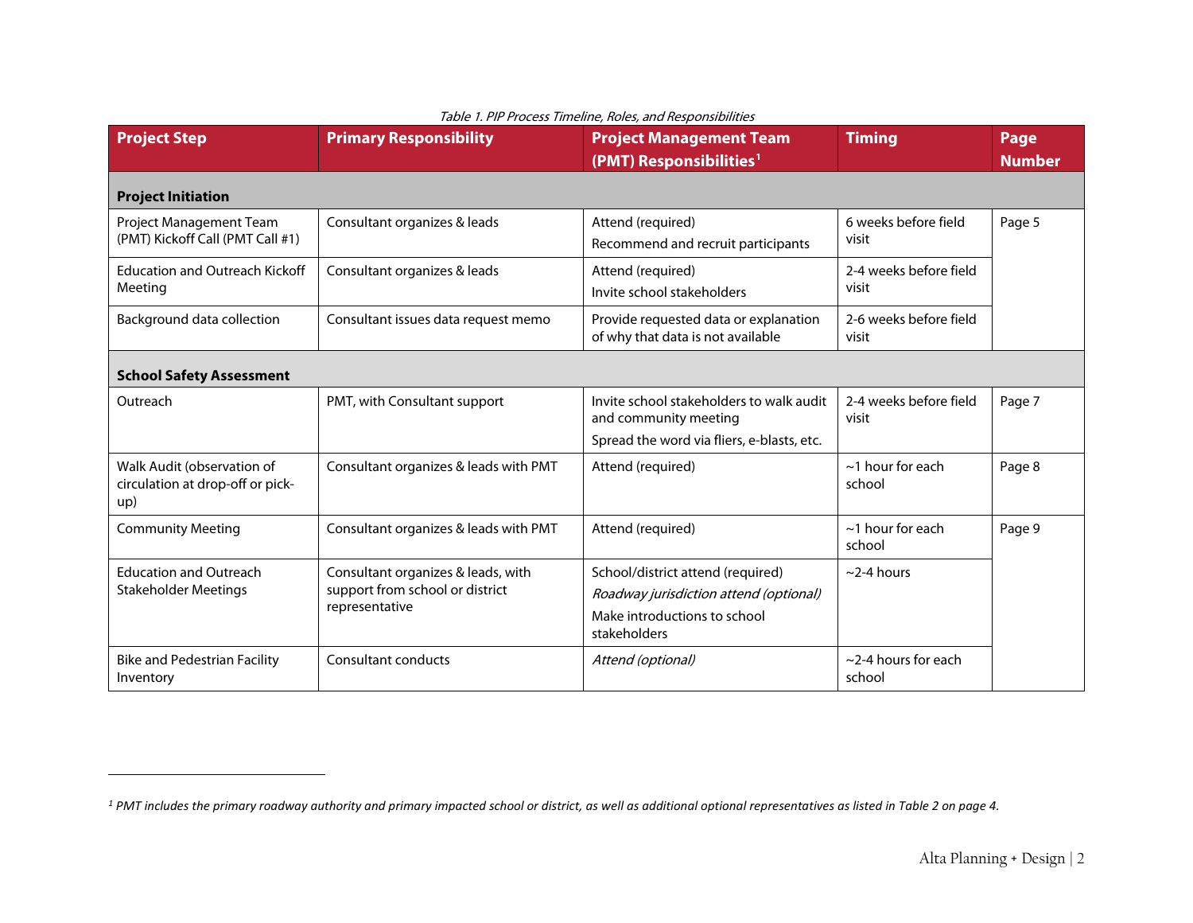*Table 1. PIP Process Timeline, Roles, and Responsibilities*

| Project Step | Primary Responsibility | Project Management Team (PMT) Responsibilities[1] | Timing | Page Number |
|---|---|---|---|---|
| **Project Initiation** | | | | |
| Project Management Team (PMT) Kickoff Call (PMT Call #1) | Consultant organizes & leads | Attend (required)<br>Recommend and recruit participants | 6 weeks before field visit | Page 5 |
| Education and Outreach Kickoff Meeting | Consultant organizes & leads | Attend (required)<br>Invite school stakeholders | 2-4 weeks before field visit | |
| Background data collection | Consultant issues data request memo | Provide requested data or explanation of why that data is not available | 2-6 weeks before field visit | |
| **School Safety Assessment** | | | | |
| Outreach | PMT, with Consultant support | Invite school stakeholders to walk audit and community meeting<br>Spread the word via fliers, e-blasts, etc. | 2-4 weeks before field visit | Page 7 |
| Walk Audit (observation of circulation at drop-off or pick-up) | Consultant organizes & leads with PMT | Attend (required) | ~1 hour for each school | Page 8 |
| Community Meeting | Consultant organizes & leads with PMT | Attend (required) | ~1 hour for each school | Page 9 |
| Education and Outreach Stakeholder Meetings | Consultant organizes & leads, with support from school or district representative | School/district attend (required)<br>*Roadway jurisdiction attend (optional)*<br>Make introductions to school stakeholders | ~2-4 hours | |
| Bike and Pedestrian Facility Inventory | Consultant conducts | *Attend (optional)* | ~2-4 hours for each school | |

*[1] PMT includes the primary roadway authority and primary impacted school or district, as well as additional optional representatives as listed in Table 2 on page 4.*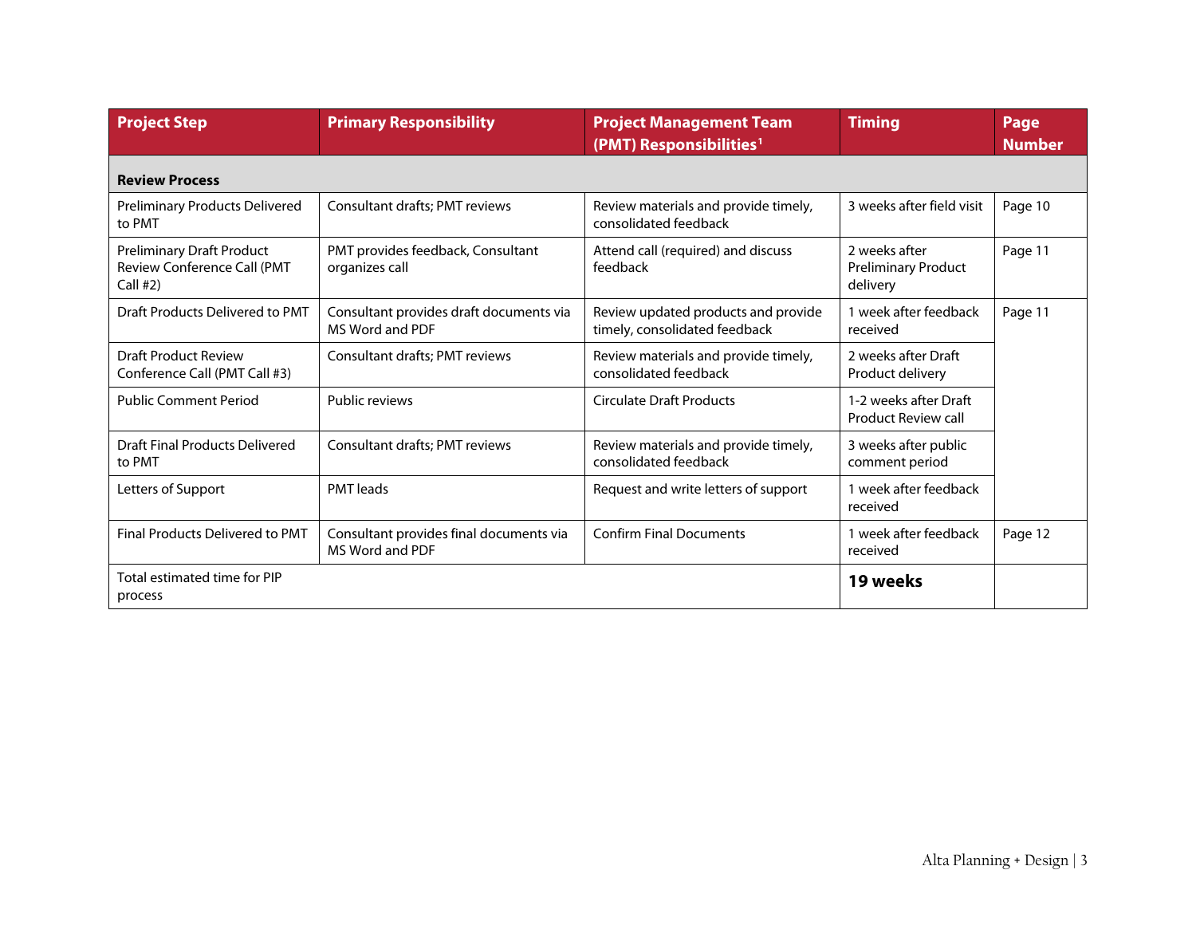| Project Step | Primary Responsibility | Project Management Team (PMT) Responsibilities[1] | Timing | Page Number |
|---|---|---|---|---|
| **Review Process** | | | | |
| Preliminary Products Delivered to PMT | Consultant drafts; PMT reviews | Review materials and provide timely, consolidated feedback | 3 weeks after field visit | Page 10 |
| Preliminary Draft Product Review Conference Call (PMT Call #2) | PMT provides feedback, Consultant organizes call | Attend call (required) and discuss feedback | 2 weeks after Preliminary Product delivery | Page 11 |
| Draft Products Delivered to PMT | Consultant provides draft documents via MS Word and PDF | Review updated products and provide timely, consolidated feedback | 1 week after feedback received | Page 11 |
| Draft Product Review Conference Call (PMT Call #3) | Consultant drafts; PMT reviews | Review materials and provide timely, consolidated feedback | 2 weeks after Draft Product delivery | |
| Public Comment Period | Public reviews | Circulate Draft Products | 1-2 weeks after Draft Product Review call | |
| Draft Final Products Delivered to PMT | Consultant drafts; PMT reviews | Review materials and provide timely, consolidated feedback | 3 weeks after public comment period | |
| Letters of Support | PMT leads | Request and write letters of support | 1 week after feedback received | |
| Final Products Delivered to PMT | Consultant provides final documents via MS Word and PDF | Confirm Final Documents | 1 week after feedback received | Page 12 |
| Total estimated time for PIP process | | | **19 weeks** | |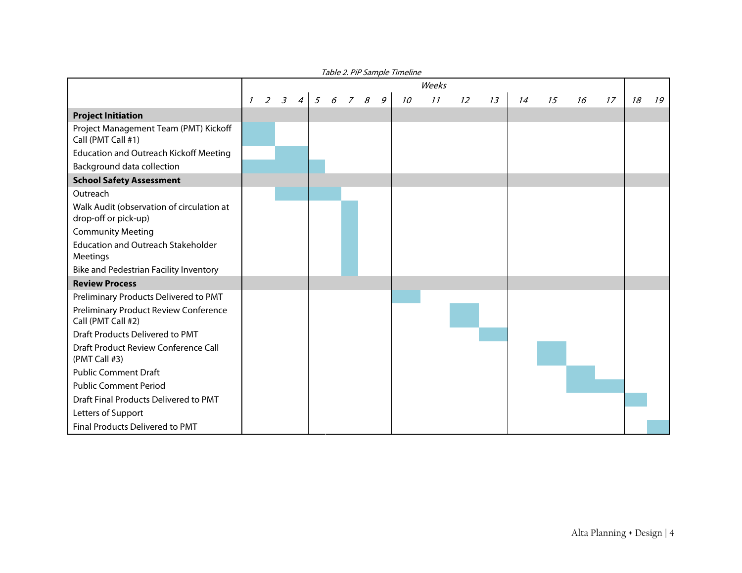*Table 2. PiP Sample Timeline*

| | Weeks | | | | | | | | | | | | | | | | | | |
|---|---|---|---|---|---|---|---|---|---|---|---|---|---|---|---|---|---|---|---|
| | 1 | 2 | 3 | 4 | 5 | 6 | 7 | 8 | 9 | 10 | 11 | 12 | 13 | 14 | 15 | 16 | 17 | 18 | 19 |
| **Project Initiation** | | | | | | | | | | | | | | | | | | | |
| Project Management Team (PMT) Kickoff Call (PMT Call #1) | X | X | | | | | | | | | | | | | | | | | |
| Education and Outreach Kickoff Meeting | | | X | X | | | | | | | | | | | | | | | |
| Background data collection | X | X | X | X | X | | | | | | | | | | | | | | |
| **School Safety Assessment** | | | | | | | | | | | | | | | | | | | |
| Outreach | | | X | X | X | X | | | | | | | | | | | | | |
| Walk Audit (observation of circulation at drop-off or pick-up) | | | | | | | X | | | | | | | | | | | | |
| Community Meeting | | | | | | | X | | | | | | | | | | | | |
| Education and Outreach Stakeholder Meetings | | | | | | | X | | | | | | | | | | | | |
| Bike and Pedestrian Facility Inventory | | | | | | | X | | | | | | | | | | | | |
| **Review Process** | | | | | | | | | | | | | | | | | | | |
| Preliminary Products Delivered to PMT | | | | | | | | | | X | | | | | | | | | |
| Preliminary Product Review Conference Call (PMT Call #2) | | | | | | | | | | | | X | | | | | | | |
| Draft Products Delivered to PMT | | | | | | | | | | | | | X | | | | | | |
| Draft Product Review Conference Call (PMT Call #3) | | | | | | | | | | | | | | | X | | | | |
| Public Comment Draft | | | | | | | | | | | | | | | | X | | | |
| Public Comment Period | | | | | | | | | | | | | | | | X | X | | |
| Draft Final Products Delivered to PMT | | | | | | | | | | | | | | | | | | X | |
| Letters of Support | | | | | | | | | | | | | | | | | | | |
| Final Products Delivered to PMT | | | | | | | | | | | | | | | | | | | X |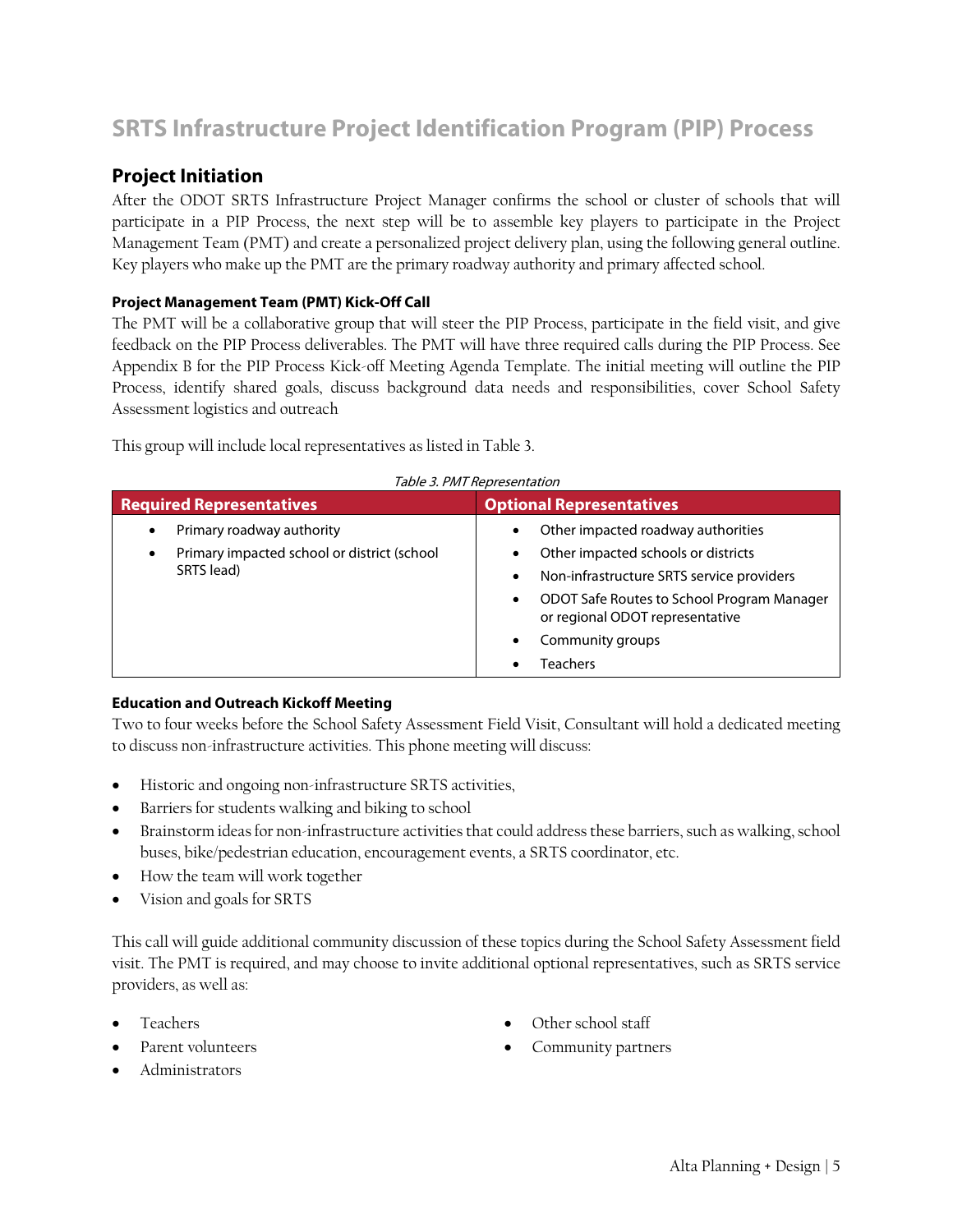# SRTS Infrastructure Project Identification Program (PIP) Process

## Project Initiation

After the ODOT SRTS Infrastructure Project Manager confirms the school or cluster of schools that will participate in a PIP Process, the next step will be to assemble key players to participate in the Project Management Team (PMT) and create a personalized project delivery plan, using the following general outline. Key players who make up the PMT are the primary roadway authority and primary affected school.

#### Project Management Team (PMT) Kick-Off Call

The PMT will be a collaborative group that will steer the PIP Process, participate in the field visit, and give feedback on the PIP Process deliverables. The PMT will have three required calls during the PIP Process. See Appendix B for the PIP Process Kick-off Meeting Agenda Template. The initial meeting will outline the PIP Process, identify shared goals, discuss background data needs and responsibilities, cover School Safety Assessment logistics and outreach

This group will include local representatives as listed in Table 3.

*Table 3. PMT Representation*

| Required Representatives | Optional Representatives |
|---|---|
| • Primary roadway authority<br>• Primary impacted school or district (school SRTS lead) | • Other impacted roadway authorities<br>• Other impacted schools or districts<br>• Non-infrastructure SRTS service providers<br>• ODOT Safe Routes to School Program Manager or regional ODOT representative<br>• Community groups<br>• Teachers |

#### Education and Outreach Kickoff Meeting

Two to four weeks before the School Safety Assessment Field Visit, Consultant will hold a dedicated meeting to discuss non-infrastructure activities. This phone meeting will discuss:

- Historic and ongoing non-infrastructure SRTS activities,
- Barriers for students walking and biking to school
- Brainstorm ideas for non-infrastructure activities that could address these barriers, such as walking, school buses, bike/pedestrian education, encouragement events, a SRTS coordinator, etc.
- How the team will work together
- Vision and goals for SRTS

This call will guide additional community discussion of these topics during the School Safety Assessment field visit. The PMT is required, and may choose to invite additional optional representatives, such as SRTS service providers, as well as:

- Teachers
- Parent volunteers
- Administrators
- Other school staff
- Community partners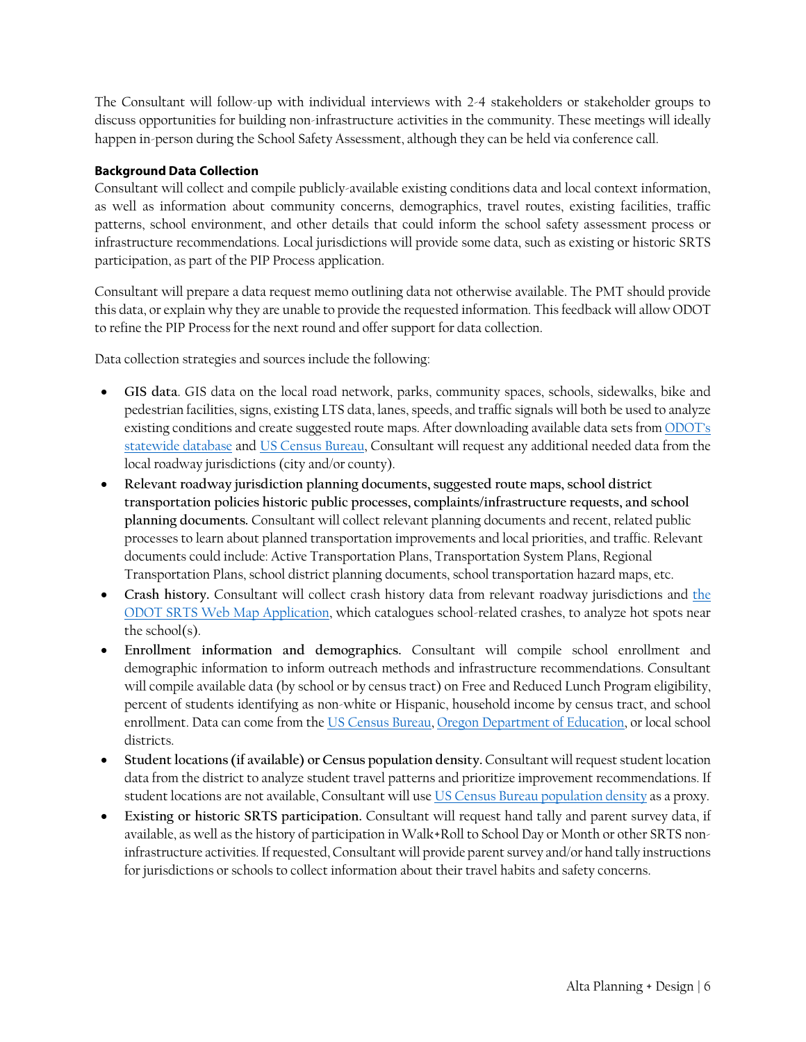The Consultant will follow-up with individual interviews with 2-4 stakeholders or stakeholder groups to discuss opportunities for building non-infrastructure activities in the community. These meetings will ideally happen in-person during the School Safety Assessment, although they can be held via conference call.

**Background Data Collection**

Consultant will collect and compile publicly-available existing conditions data and local context information, as well as information about community concerns, demographics, travel routes, existing facilities, traffic patterns, school environment, and other details that could inform the school safety assessment process or infrastructure recommendations. Local jurisdictions will provide some data, such as existing or historic SRTS participation, as part of the PIP Process application.

Consultant will prepare a data request memo outlining data not otherwise available. The PMT should provide this data, or explain why they are unable to provide the requested information. This feedback will allow ODOT to refine the PIP Process for the next round and offer support for data collection.

Data collection strategies and sources include the following:

- **GIS data**. GIS data on the local road network, parks, community spaces, schools, sidewalks, bike and pedestrian facilities, signs, existing LTS data, lanes, speeds, and traffic signals will both be used to analyze existing conditions and create suggested route maps. After downloading available data sets from ODOT's statewide database and US Census Bureau, Consultant will request any additional needed data from the local roadway jurisdictions (city and/or county).
- **Relevant roadway jurisdiction planning documents, suggested route maps, school district transportation policies historic public processes, complaints/infrastructure requests, and school planning documents.** Consultant will collect relevant planning documents and recent, related public processes to learn about planned transportation improvements and local priorities, and traffic. Relevant documents could include: Active Transportation Plans, Transportation System Plans, Regional Transportation Plans, school district planning documents, school transportation hazard maps, etc.
- **Crash history.** Consultant will collect crash history data from relevant roadway jurisdictions and the ODOT SRTS Web Map Application, which catalogues school-related crashes, to analyze hot spots near the school(s).
- **Enrollment information and demographics.** Consultant will compile school enrollment and demographic information to inform outreach methods and infrastructure recommendations. Consultant will compile available data (by school or by census tract) on Free and Reduced Lunch Program eligibility, percent of students identifying as non-white or Hispanic, household income by census tract, and school enrollment. Data can come from the US Census Bureau, Oregon Department of Education, or local school districts.
- **Student locations (if available) or Census population density.** Consultant will request student location data from the district to analyze student travel patterns and prioritize improvement recommendations. If student locations are not available, Consultant will use US Census Bureau population density as a proxy.
- **Existing or historic SRTS participation.** Consultant will request hand tally and parent survey data, if available, as well as the history of participation in Walk+Roll to School Day or Month or other SRTS non-infrastructure activities. If requested, Consultant will provide parent survey and/or hand tally instructions for jurisdictions or schools to collect information about their travel habits and safety concerns.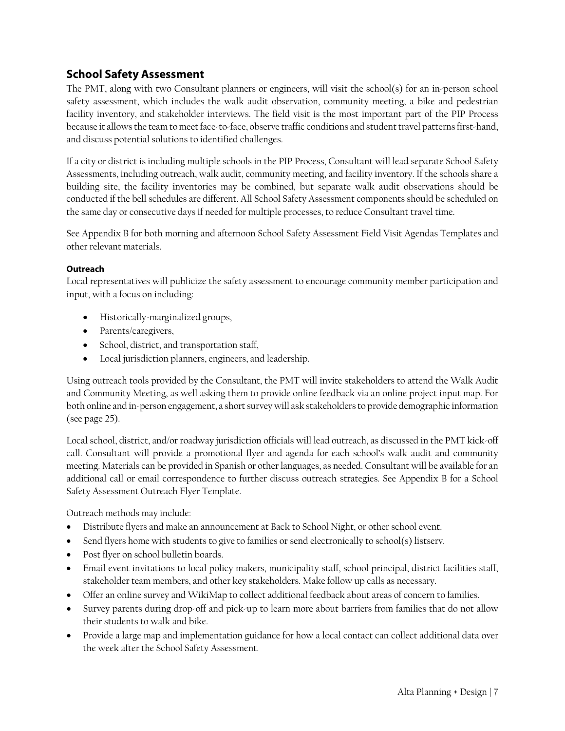## School Safety Assessment

The PMT, along with two Consultant planners or engineers, will visit the school(s) for an in-person school safety assessment, which includes the walk audit observation, community meeting, a bike and pedestrian facility inventory, and stakeholder interviews. The field visit is the most important part of the PIP Process because it allows the team to meet face-to-face, observe traffic conditions and student travel patterns first-hand, and discuss potential solutions to identified challenges.

If a city or district is including multiple schools in the PIP Process, Consultant will lead separate School Safety Assessments, including outreach, walk audit, community meeting, and facility inventory. If the schools share a building site, the facility inventories may be combined, but separate walk audit observations should be conducted if the bell schedules are different. All School Safety Assessment components should be scheduled on the same day or consecutive days if needed for multiple processes, to reduce Consultant travel time.

See Appendix B for both morning and afternoon School Safety Assessment Field Visit Agendas Templates and other relevant materials.

#### Outreach

Local representatives will publicize the safety assessment to encourage community member participation and input, with a focus on including:

- Historically-marginalized groups,
- Parents/caregivers,
- School, district, and transportation staff,
- Local jurisdiction planners, engineers, and leadership.

Using outreach tools provided by the Consultant, the PMT will invite stakeholders to attend the Walk Audit and Community Meeting, as well asking them to provide online feedback via an online project input map. For both online and in-person engagement, a short survey will ask stakeholders to provide demographic information (see page 25).

Local school, district, and/or roadway jurisdiction officials will lead outreach, as discussed in the PMT kick-off call. Consultant will provide a promotional flyer and agenda for each school's walk audit and community meeting. Materials can be provided in Spanish or other languages, as needed. Consultant will be available for an additional call or email correspondence to further discuss outreach strategies. See Appendix B for a School Safety Assessment Outreach Flyer Template.

Outreach methods may include:

- Distribute flyers and make an announcement at Back to School Night, or other school event.
- Send flyers home with students to give to families or send electronically to school(s) listserv.
- Post flyer on school bulletin boards.
- Email event invitations to local policy makers, municipality staff, school principal, district facilities staff, stakeholder team members, and other key stakeholders. Make follow up calls as necessary.
- Offer an online survey and WikiMap to collect additional feedback about areas of concern to families.
- Survey parents during drop-off and pick-up to learn more about barriers from families that do not allow their students to walk and bike.
- Provide a large map and implementation guidance for how a local contact can collect additional data over the week after the School Safety Assessment.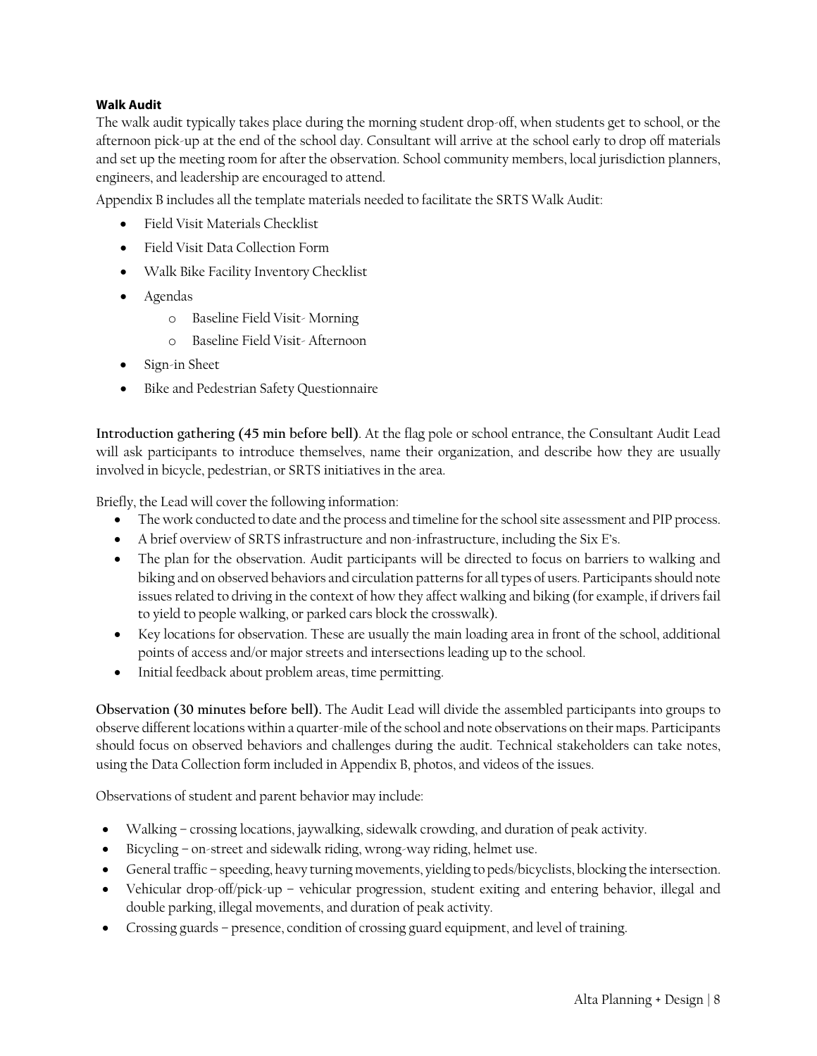#### Walk Audit

The walk audit typically takes place during the morning student drop-off, when students get to school, or the afternoon pick-up at the end of the school day. Consultant will arrive at the school early to drop off materials and set up the meeting room for after the observation. School community members, local jurisdiction planners, engineers, and leadership are encouraged to attend.

Appendix B includes all the template materials needed to facilitate the SRTS Walk Audit:

- Field Visit Materials Checklist
- Field Visit Data Collection Form
- Walk Bike Facility Inventory Checklist
- Agendas
  - Baseline Field Visit- Morning
  - Baseline Field Visit- Afternoon
- Sign-in Sheet
- Bike and Pedestrian Safety Questionnaire

**Introduction gathering (45 min before bell)**. At the flag pole or school entrance, the Consultant Audit Lead will ask participants to introduce themselves, name their organization, and describe how they are usually involved in bicycle, pedestrian, or SRTS initiatives in the area.

Briefly, the Lead will cover the following information:

- The work conducted to date and the process and timeline for the school site assessment and PIP process.
- A brief overview of SRTS infrastructure and non-infrastructure, including the Six E's.
- The plan for the observation. Audit participants will be directed to focus on barriers to walking and biking and on observed behaviors and circulation patterns for all types of users. Participants should note issues related to driving in the context of how they affect walking and biking (for example, if drivers fail to yield to people walking, or parked cars block the crosswalk).
- Key locations for observation. These are usually the main loading area in front of the school, additional points of access and/or major streets and intersections leading up to the school.
- Initial feedback about problem areas, time permitting.

**Observation (30 minutes before bell).** The Audit Lead will divide the assembled participants into groups to observe different locations within a quarter-mile of the school and note observations on their maps. Participants should focus on observed behaviors and challenges during the audit. Technical stakeholders can take notes, using the Data Collection form included in Appendix B, photos, and videos of the issues.

Observations of student and parent behavior may include:

- Walking – crossing locations, jaywalking, sidewalk crowding, and duration of peak activity.
- Bicycling – on-street and sidewalk riding, wrong-way riding, helmet use.
- General traffic – speeding, heavy turning movements, yielding to peds/bicyclists, blocking the intersection.
- Vehicular drop-off/pick-up – vehicular progression, student exiting and entering behavior, illegal and double parking, illegal movements, and duration of peak activity.
- Crossing guards – presence, condition of crossing guard equipment, and level of training.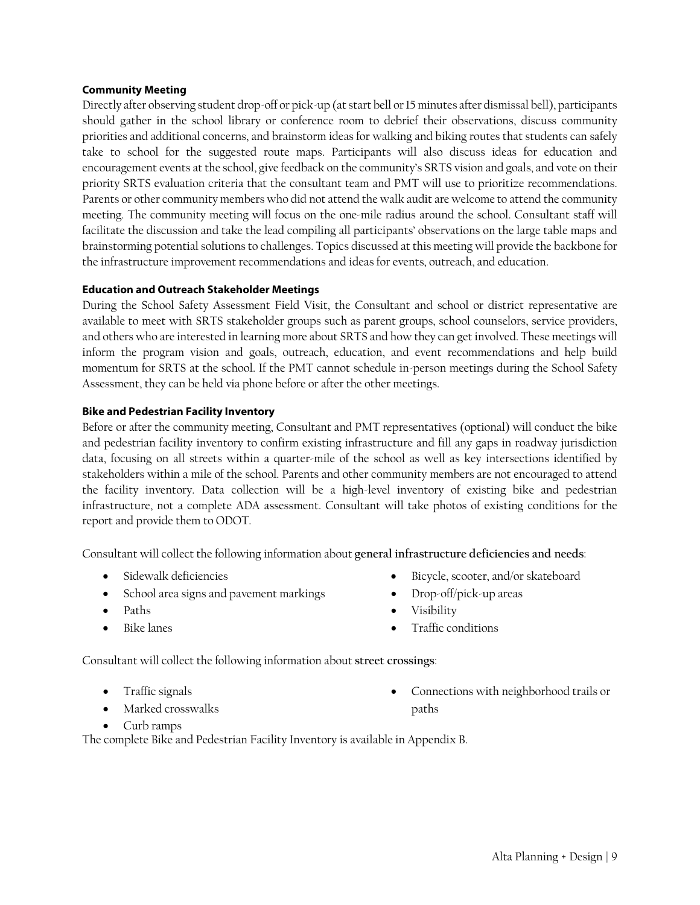### Community Meeting

Directly after observing student drop-off or pick-up (at start bell or 15 minutes after dismissal bell), participants should gather in the school library or conference room to debrief their observations, discuss community priorities and additional concerns, and brainstorm ideas for walking and biking routes that students can safely take to school for the suggested route maps. Participants will also discuss ideas for education and encouragement events at the school, give feedback on the community's SRTS vision and goals, and vote on their priority SRTS evaluation criteria that the consultant team and PMT will use to prioritize recommendations. Parents or other community members who did not attend the walk audit are welcome to attend the community meeting. The community meeting will focus on the one-mile radius around the school. Consultant staff will facilitate the discussion and take the lead compiling all participants' observations on the large table maps and brainstorming potential solutions to challenges. Topics discussed at this meeting will provide the backbone for the infrastructure improvement recommendations and ideas for events, outreach, and education.

### Education and Outreach Stakeholder Meetings

During the School Safety Assessment Field Visit, the Consultant and school or district representative are available to meet with SRTS stakeholder groups such as parent groups, school counselors, service providers, and others who are interested in learning more about SRTS and how they can get involved. These meetings will inform the program vision and goals, outreach, education, and event recommendations and help build momentum for SRTS at the school. If the PMT cannot schedule in-person meetings during the School Safety Assessment, they can be held via phone before or after the other meetings.

### Bike and Pedestrian Facility Inventory

Before or after the community meeting, Consultant and PMT representatives (optional) will conduct the bike and pedestrian facility inventory to confirm existing infrastructure and fill any gaps in roadway jurisdiction data, focusing on all streets within a quarter-mile of the school as well as key intersections identified by stakeholders within a mile of the school. Parents and other community members are not encouraged to attend the facility inventory. Data collection will be a high-level inventory of existing bike and pedestrian infrastructure, not a complete ADA assessment. Consultant will take photos of existing conditions for the report and provide them to ODOT.

Consultant will collect the following information about **general infrastructure deficiencies and needs**:

- Sidewalk deficiencies
- School area signs and pavement markings
- Paths
- Bike lanes
- Bicycle, scooter, and/or skateboard
- Drop-off/pick-up areas
- Visibility
- Traffic conditions

Consultant will collect the following information about **street crossings**:

- Traffic signals
- Marked crosswalks
- Curb ramps
- Connections with neighborhood trails or paths

The complete Bike and Pedestrian Facility Inventory is available in Appendix B.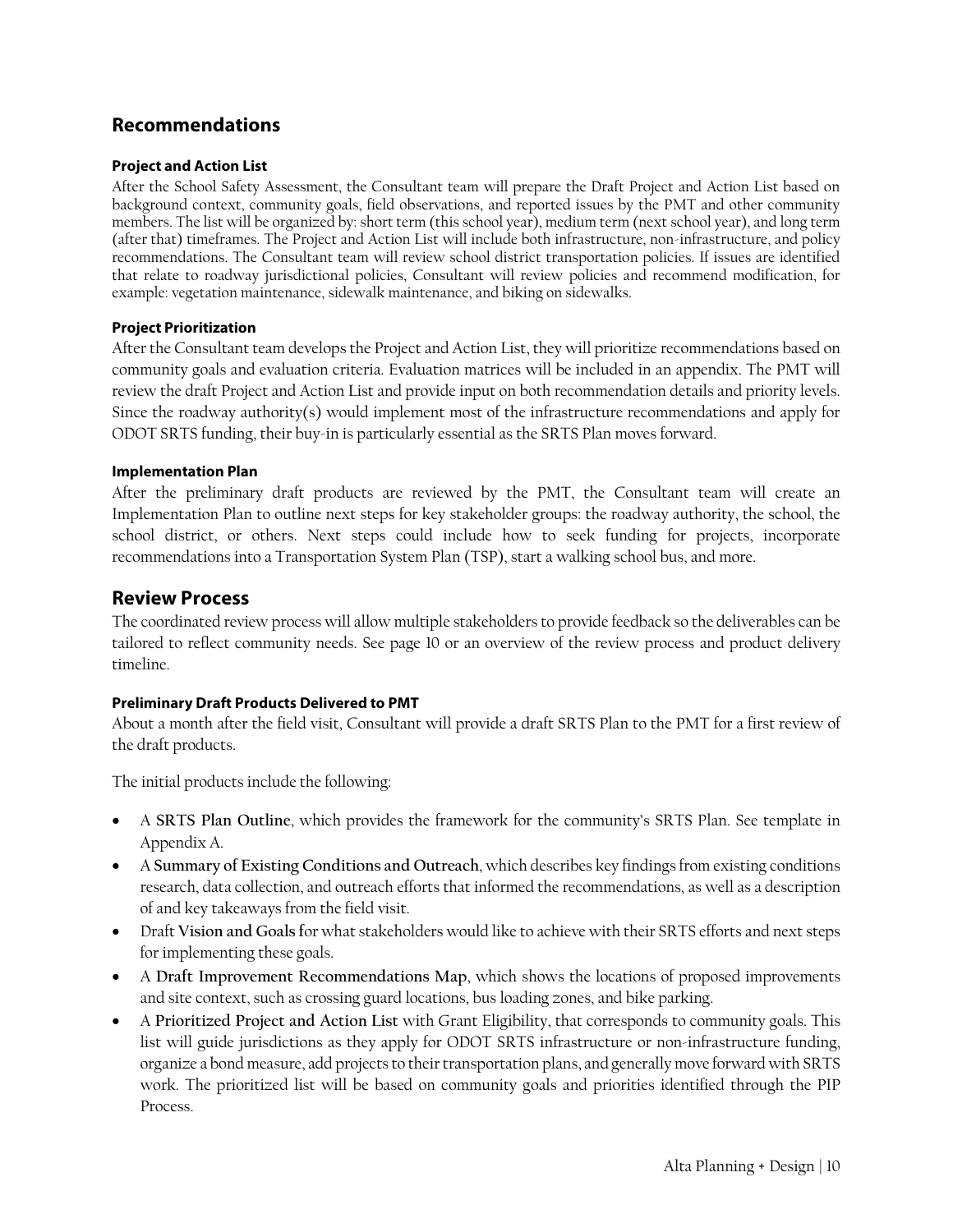## Recommendations

### Project and Action List

After the School Safety Assessment, the Consultant team will prepare the Draft Project and Action List based on background context, community goals, field observations, and reported issues by the PMT and other community members. The list will be organized by: short term (this school year), medium term (next school year), and long term (after that) timeframes. The Project and Action List will include both infrastructure, non-infrastructure, and policy recommendations. The Consultant team will review school district transportation policies. If issues are identified that relate to roadway jurisdictional policies, Consultant will review policies and recommend modification, for example: vegetation maintenance, sidewalk maintenance, and biking on sidewalks.

### Project Prioritization

After the Consultant team develops the Project and Action List, they will prioritize recommendations based on community goals and evaluation criteria. Evaluation matrices will be included in an appendix. The PMT will review the draft Project and Action List and provide input on both recommendation details and priority levels. Since the roadway authority(s) would implement most of the infrastructure recommendations and apply for ODOT SRTS funding, their buy-in is particularly essential as the SRTS Plan moves forward.

### Implementation Plan

After the preliminary draft products are reviewed by the PMT, the Consultant team will create an Implementation Plan to outline next steps for key stakeholder groups: the roadway authority, the school, the school district, or others. Next steps could include how to seek funding for projects, incorporate recommendations into a Transportation System Plan (TSP), start a walking school bus, and more.

## Review Process

The coordinated review process will allow multiple stakeholders to provide feedback so the deliverables can be tailored to reflect community needs. See page 10 or an overview of the review process and product delivery timeline.

### Preliminary Draft Products Delivered to PMT

About a month after the field visit, Consultant will provide a draft SRTS Plan to the PMT for a first review of the draft products.

The initial products include the following:

- A **SRTS Plan Outline**, which provides the framework for the community's SRTS Plan. See template in Appendix A.
- A **Summary of Existing Conditions and Outreach**, which describes key findings from existing conditions research, data collection, and outreach efforts that informed the recommendations, as well as a description of and key takeaways from the field visit.
- Draft **Vision and Goals f**or what stakeholders would like to achieve with their SRTS efforts and next steps for implementing these goals.
- A **Draft Improvement Recommendations Map**, which shows the locations of proposed improvements and site context, such as crossing guard locations, bus loading zones, and bike parking.
- A **Prioritized Project and Action List** with Grant Eligibility, that corresponds to community goals. This list will guide jurisdictions as they apply for ODOT SRTS infrastructure or non-infrastructure funding, organize a bond measure, add projects to their transportation plans, and generally move forward with SRTS work. The prioritized list will be based on community goals and priorities identified through the PIP Process.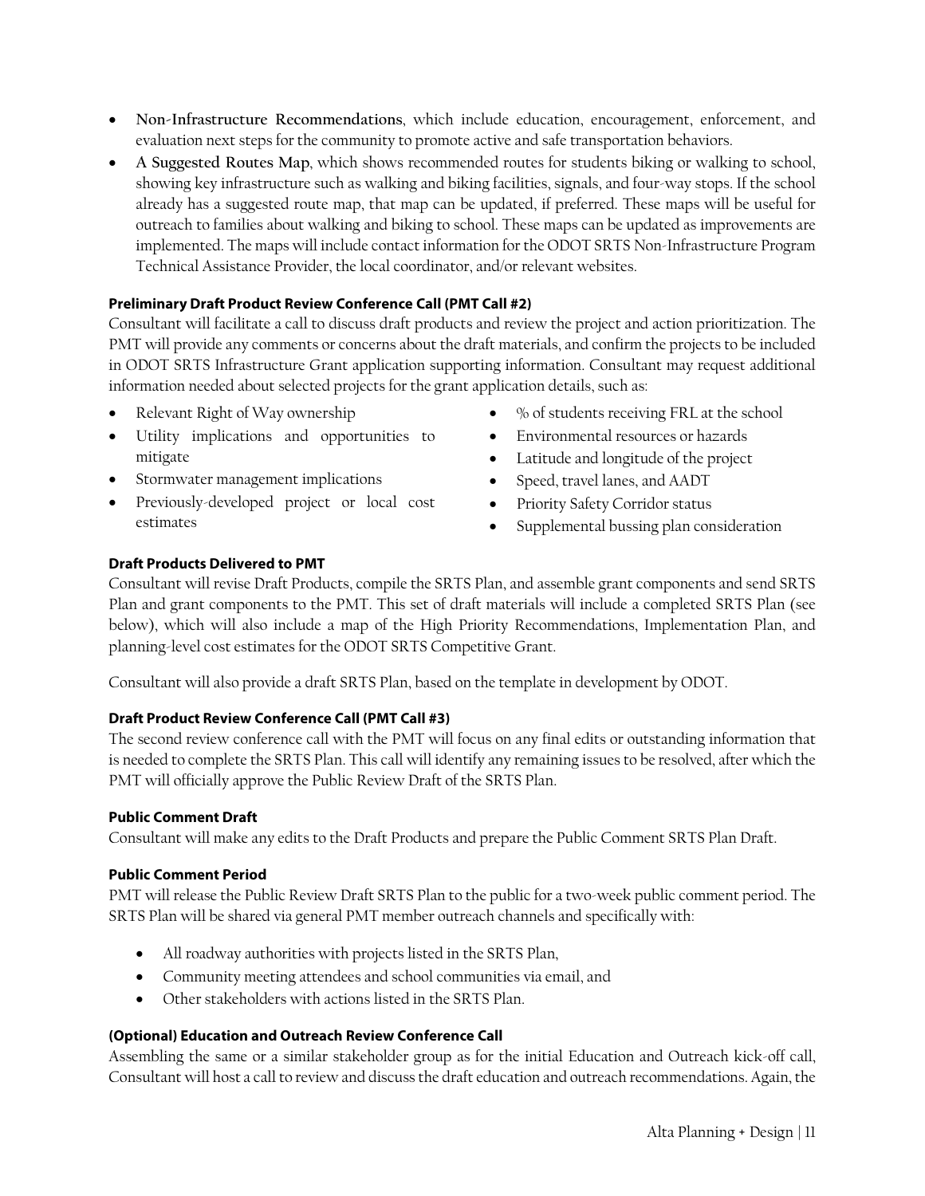- **Non-Infrastructure Recommendations**, which include education, encouragement, enforcement, and evaluation next steps for the community to promote active and safe transportation behaviors.
- **A Suggested Routes Map**, which shows recommended routes for students biking or walking to school, showing key infrastructure such as walking and biking facilities, signals, and four-way stops. If the school already has a suggested route map, that map can be updated, if preferred. These maps will be useful for outreach to families about walking and biking to school. These maps can be updated as improvements are implemented. The maps will include contact information for the ODOT SRTS Non-Infrastructure Program Technical Assistance Provider, the local coordinator, and/or relevant websites.

**Preliminary Draft Product Review Conference Call (PMT Call #2)**

Consultant will facilitate a call to discuss draft products and review the project and action prioritization. The PMT will provide any comments or concerns about the draft materials, and confirm the projects to be included in ODOT SRTS Infrastructure Grant application supporting information. Consultant may request additional information needed about selected projects for the grant application details, such as:

- Relevant Right of Way ownership
- Utility implications and opportunities to mitigate
- Stormwater management implications
- Previously-developed project or local cost estimates
- % of students receiving FRL at the school
- Environmental resources or hazards
- Latitude and longitude of the project
- Speed, travel lanes, and AADT
- Priority Safety Corridor status
- Supplemental bussing plan consideration

**Draft Products Delivered to PMT**

Consultant will revise Draft Products, compile the SRTS Plan, and assemble grant components and send SRTS Plan and grant components to the PMT. This set of draft materials will include a completed SRTS Plan (see below), which will also include a map of the High Priority Recommendations, Implementation Plan, and planning-level cost estimates for the ODOT SRTS Competitive Grant.

Consultant will also provide a draft SRTS Plan, based on the template in development by ODOT.

**Draft Product Review Conference Call (PMT Call #3)**

The second review conference call with the PMT will focus on any final edits or outstanding information that is needed to complete the SRTS Plan. This call will identify any remaining issues to be resolved, after which the PMT will officially approve the Public Review Draft of the SRTS Plan.

**Public Comment Draft**

Consultant will make any edits to the Draft Products and prepare the Public Comment SRTS Plan Draft.

**Public Comment Period**

PMT will release the Public Review Draft SRTS Plan to the public for a two-week public comment period. The SRTS Plan will be shared via general PMT member outreach channels and specifically with:

- All roadway authorities with projects listed in the SRTS Plan,
- Community meeting attendees and school communities via email, and
- Other stakeholders with actions listed in the SRTS Plan.

**(Optional) Education and Outreach Review Conference Call**

Assembling the same or a similar stakeholder group as for the initial Education and Outreach kick-off call, Consultant will host a call to review and discuss the draft education and outreach recommendations. Again, the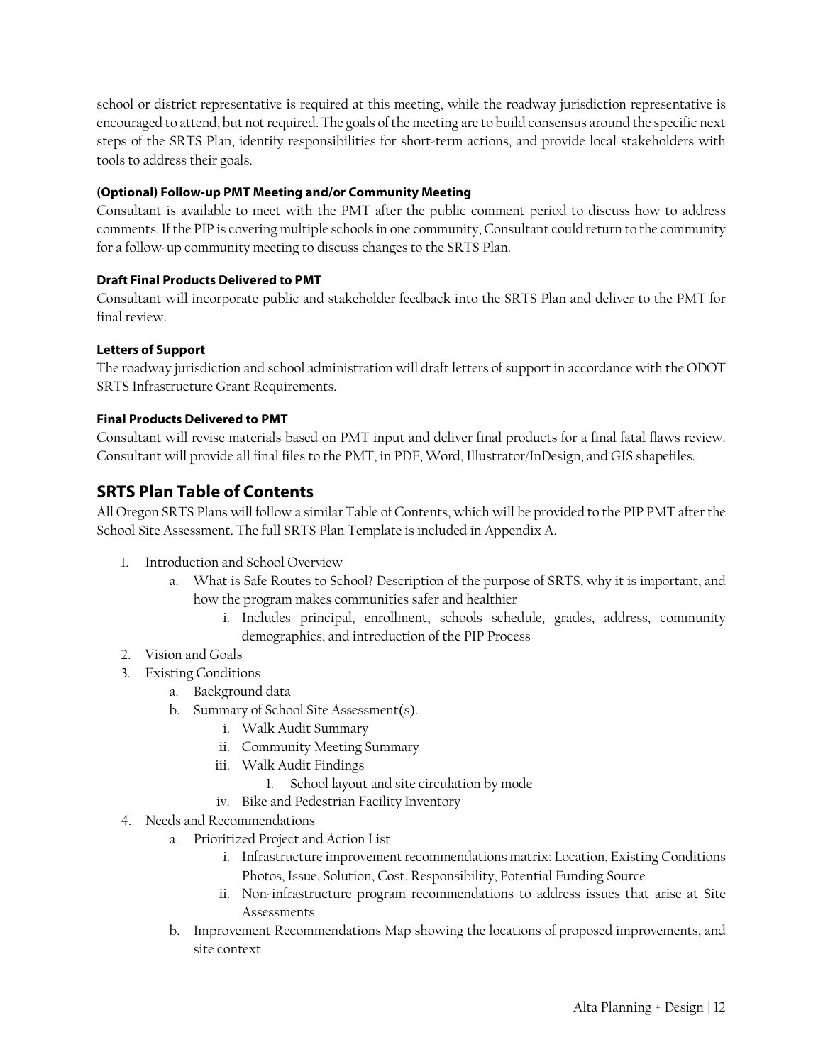school or district representative is required at this meeting, while the roadway jurisdiction representative is encouraged to attend, but not required. The goals of the meeting are to build consensus around the specific next steps of the SRTS Plan, identify responsibilities for short-term actions, and provide local stakeholders with tools to address their goals.

#### (Optional) Follow-up PMT Meeting and/or Community Meeting

Consultant is available to meet with the PMT after the public comment period to discuss how to address comments. If the PIP is covering multiple schools in one community, Consultant could return to the community for a follow-up community meeting to discuss changes to the SRTS Plan.

#### Draft Final Products Delivered to PMT

Consultant will incorporate public and stakeholder feedback into the SRTS Plan and deliver to the PMT for final review.

#### Letters of Support

The roadway jurisdiction and school administration will draft letters of support in accordance with the ODOT SRTS Infrastructure Grant Requirements.

#### Final Products Delivered to PMT

Consultant will revise materials based on PMT input and deliver final products for a final fatal flaws review. Consultant will provide all final files to the PMT, in PDF, Word, Illustrator/InDesign, and GIS shapefiles.

## SRTS Plan Table of Contents

All Oregon SRTS Plans will follow a similar Table of Contents, which will be provided to the PIP PMT after the School Site Assessment. The full SRTS Plan Template is included in Appendix A.

1. Introduction and School Overview
    a. What is Safe Routes to School? Description of the purpose of SRTS, why it is important, and how the program makes communities safer and healthier
        i. Includes principal, enrollment, schools schedule, grades, address, community demographics, and introduction of the PIP Process
2. Vision and Goals
3. Existing Conditions
    a. Background data
    b. Summary of School Site Assessment(s).
        i. Walk Audit Summary
        ii. Community Meeting Summary
        iii. Walk Audit Findings
            1. School layout and site circulation by mode
        iv. Bike and Pedestrian Facility Inventory
4. Needs and Recommendations
    a. Prioritized Project and Action List
        i. Infrastructure improvement recommendations matrix: Location, Existing Conditions Photos, Issue, Solution, Cost, Responsibility, Potential Funding Source
        ii. Non-infrastructure program recommendations to address issues that arise at Site Assessments
    b. Improvement Recommendations Map showing the locations of proposed improvements, and site context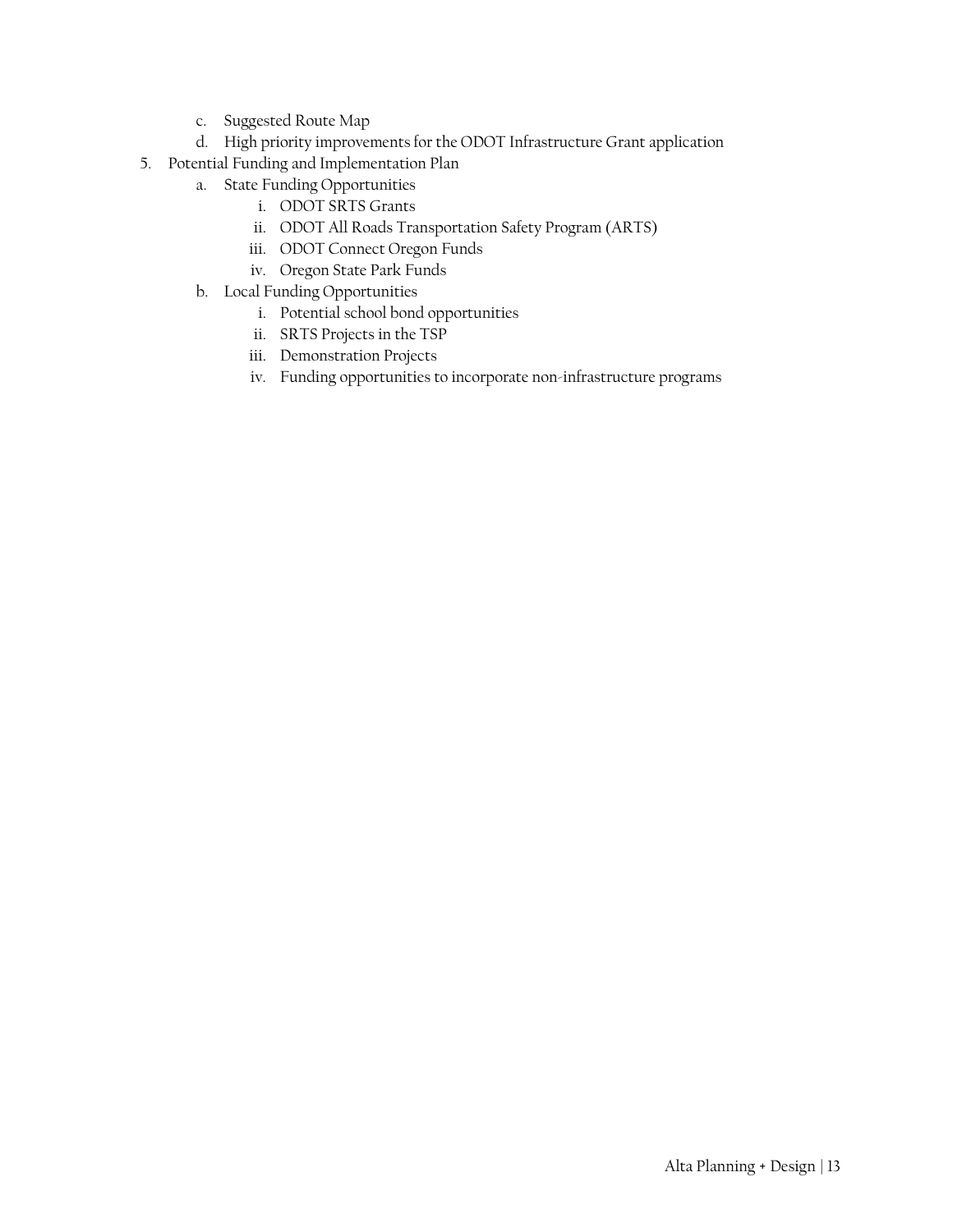c. Suggested Route Map
   d. High priority improvements for the ODOT Infrastructure Grant application

5. Potential Funding and Implementation Plan
   a. State Funding Opportunities
      i. ODOT SRTS Grants
      ii. ODOT All Roads Transportation Safety Program (ARTS)
      iii. ODOT Connect Oregon Funds
      iv. Oregon State Park Funds
   b. Local Funding Opportunities
      i. Potential school bond opportunities
      ii. SRTS Projects in the TSP
      iii. Demonstration Projects
      iv. Funding opportunities to incorporate non-infrastructure programs